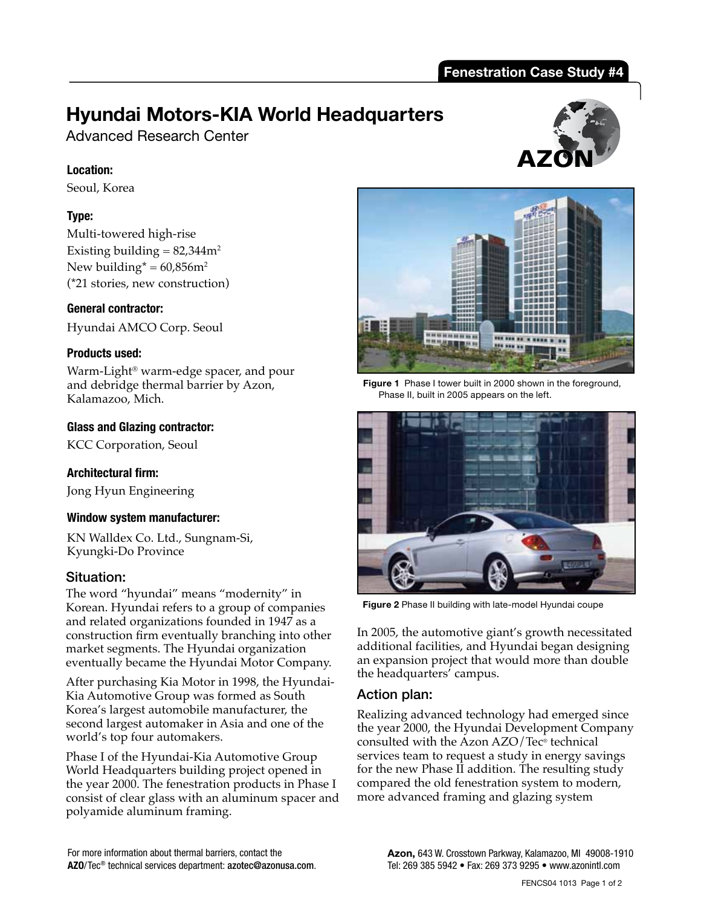Fenestration Case Study #4

# Hyundai Motors-KIA World Headquarters

Advanced Research Center

**Location:**

Seoul, Korea

**Type:**

Multi-towered high-rise
Existing building = 82,344m$^2$
New building* = 60,856m$^2$
(*21 stories, new construction)

**General contractor:**

Hyundai AMCO Corp. Seoul

**Products used:**

Warm-Light® warm-edge spacer, and pour and debridge thermal barrier by Azon, Kalamazoo, Mich.

**Glass and Glazing contractor:**

KCC Corporation, Seoul

**Architectural firm:**

Jong Hyun Engineering

**Window system manufacturer:**

KN Walldex Co. Ltd., Sungnam-Si, Kyungki-Do Province

## Situation:

The word "hyundai" means "modernity" in Korean. Hyundai refers to a group of companies and related organizations founded in 1947 as a construction firm eventually branching into other market segments. The Hyundai organization eventually became the Hyundai Motor Company.

After purchasing Kia Motor in 1998, the Hyundai-Kia Automotive Group was formed as South Korea's largest automobile manufacturer, the second largest automaker in Asia and one of the world's top four automakers.

Phase I of the Hyundai-Kia Automotive Group World Headquarters building project opened in the year 2000. The fenestration products in Phase I consist of clear glass with an aluminum spacer and polyamide aluminum framing.

**Figure 1** Phase I tower built in 2000 shown in the foreground, Phase II, built in 2005 appears on the left.

**Figure 2** Phase II building with late-model Hyundai coupe

In 2005, the automotive giant's growth necessitated additional facilities, and Hyundai began designing an expansion project that would more than double the headquarters' campus.

## Action plan:

Realizing advanced technology had emerged since the year 2000, the Hyundai Development Company consulted with the Azon AZO/Tec® technical services team to request a study in energy savings for the new Phase II addition. The resulting study compared the old fenestration system to modern, more advanced framing and glazing system

For more information about thermal barriers, contact the **AZO**/Tec® technical services department: **azotec@azonusa.com**.

**Azon,** 643 W. Crosstown Parkway, Kalamazoo, MI 49008-1910
Tel: 269 385 5942 • Fax: 269 373 9295 • www.azonintl.com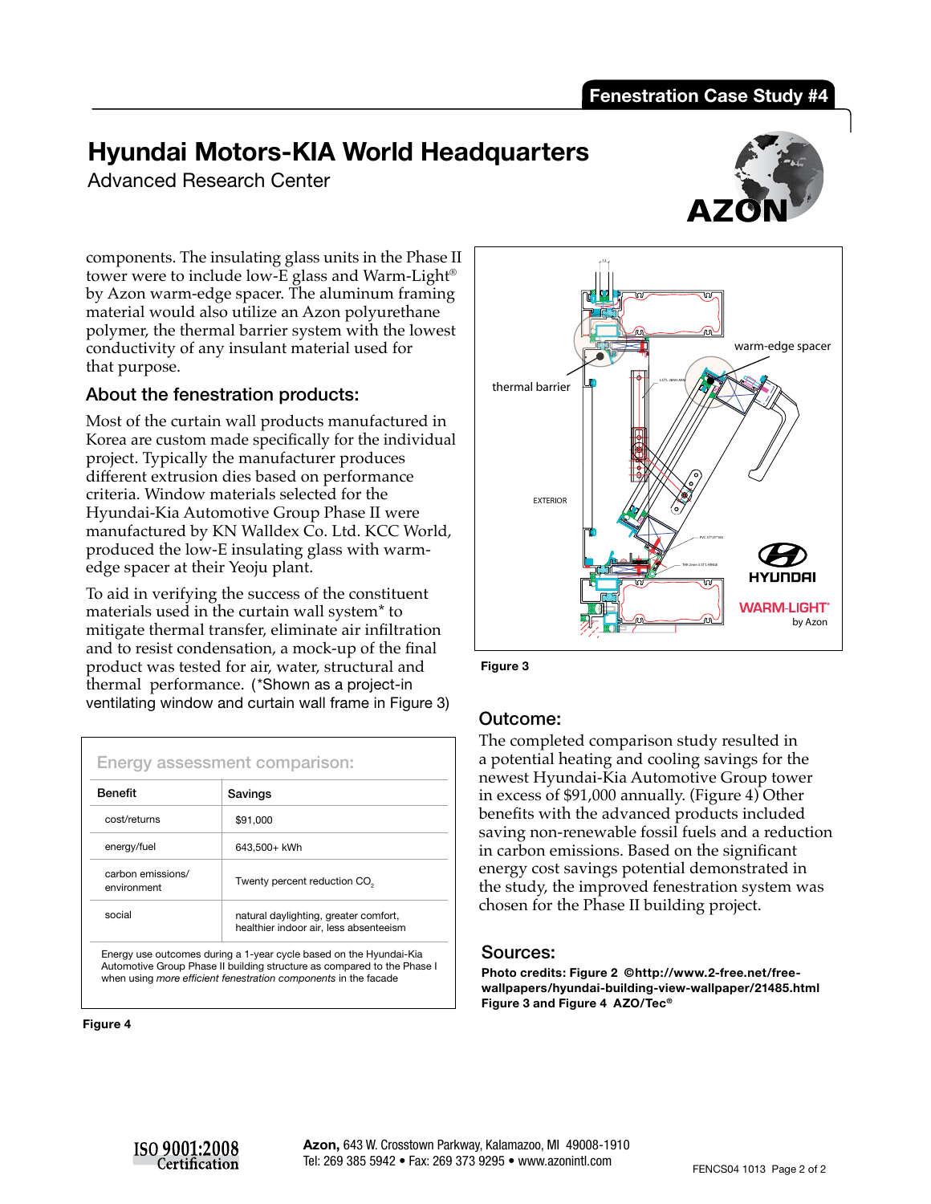# Hyundai Motors-KIA World Headquarters

Advanced Research Center

components. The insulating glass units in the Phase II tower were to include low-E glass and Warm-Light® by Azon warm-edge spacer. The aluminum framing material would also utilize an Azon polyurethane polymer, the thermal barrier system with the lowest conductivity of any insulant material used for that purpose.

## About the fenestration products:

Most of the curtain wall products manufactured in Korea are custom made specifically for the individual project. Typically the manufacturer produces different extrusion dies based on performance criteria. Window materials selected for the Hyundai-Kia Automotive Group Phase II were manufactured by KN Walldex Co. Ltd. KCC World, produced the low-E insulating glass with warm-edge spacer at their Yeoju plant.

To aid in verifying the success of the constituent materials used in the curtain wall system* to mitigate thermal transfer, eliminate air infiltration and to resist condensation, a mock-up of the final product was tested for air, water, structural and thermal performance. (*Shown as a project-in ventilating window and curtain wall frame in Figure 3)

thermal barrier

warm-edge spacer

EXTERIOR

HYUNDAI

WARM-LIGHT® by Azon

Figure 3

Energy assessment comparison:

| Benefit | Savings |
|---|---|
| cost/returns | $91,000 |
| energy/fuel | 643,500+ kWh |
| carbon emissions/ environment | Twenty percent reduction $CO_2$ |
| social | natural daylighting, greater comfort, healthier indoor air, less absenteeism |

Energy use outcomes during a 1-year cycle based on the Hyundai-Kia Automotive Group Phase II building structure as compared to the Phase I when using *more efficient fenestration components* in the facade

Figure 4

## Outcome:

The completed comparison study resulted in a potential heating and cooling savings for the newest Hyundai-Kia Automotive Group tower in excess of $91,000 annually. (Figure 4) Other benefits with the advanced products included saving non-renewable fossil fuels and a reduction in carbon emissions. Based on the significant energy cost savings potential demonstrated in the study, the improved fenestration system was chosen for the Phase II building project.

## Sources:

**Photo credits: Figure 2 ©http://www.2-free.net/free-wallpapers/hyundai-building-view-wallpaper/21485.html**
**Figure 3 and Figure 4 AZO/Tec®**

ISO 9001:2008 Certification

**Azon,** 643 W. Crosstown Parkway, Kalamazoo, MI 49008-1910
Tel: 269 385 5942 • Fax: 269 373 9295 • www.azonintl.com

FENCS04 1013